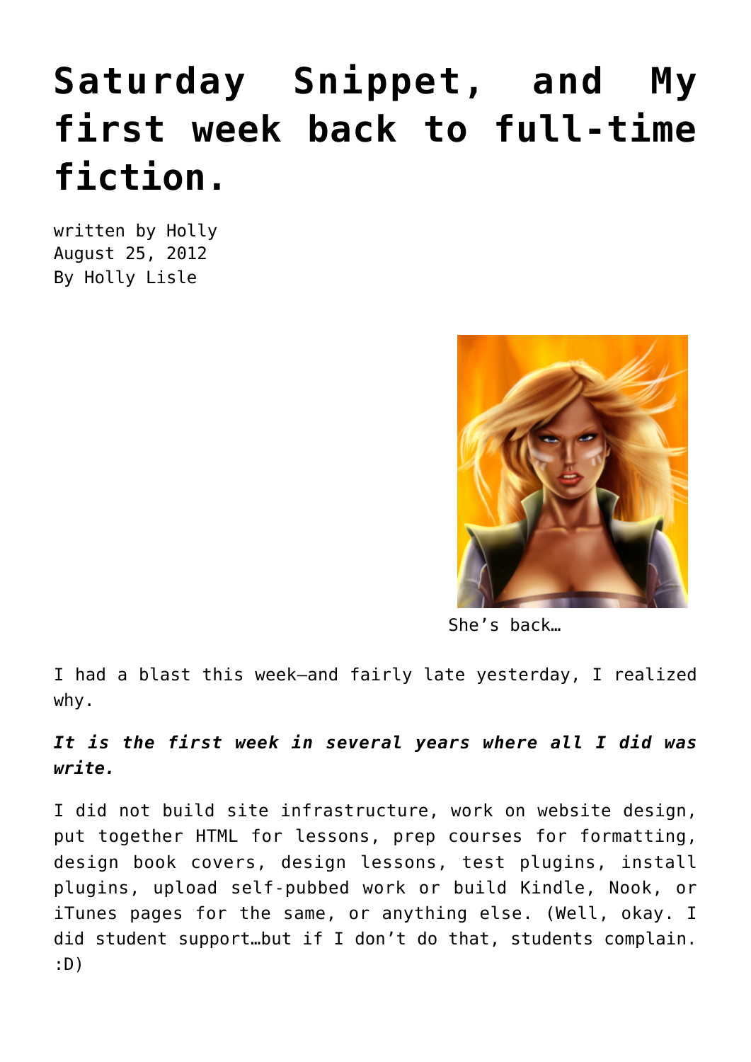# Saturday Snippet, and My first week back to full-time fiction.

written by Holly
August 25, 2012
By Holly Lisle

She's back…

I had a blast this week—and fairly late yesterday, I realized why.

***It is the first week in several years where all I did was write.***

I did not build site infrastructure, work on website design, put together HTML for lessons, prep courses for formatting, design book covers, design lessons, test plugins, install plugins, upload self-pubbed work or build Kindle, Nook, or iTunes pages for the same, or anything else. (Well, okay. I did student support…but if I don't do that, students complain. :D)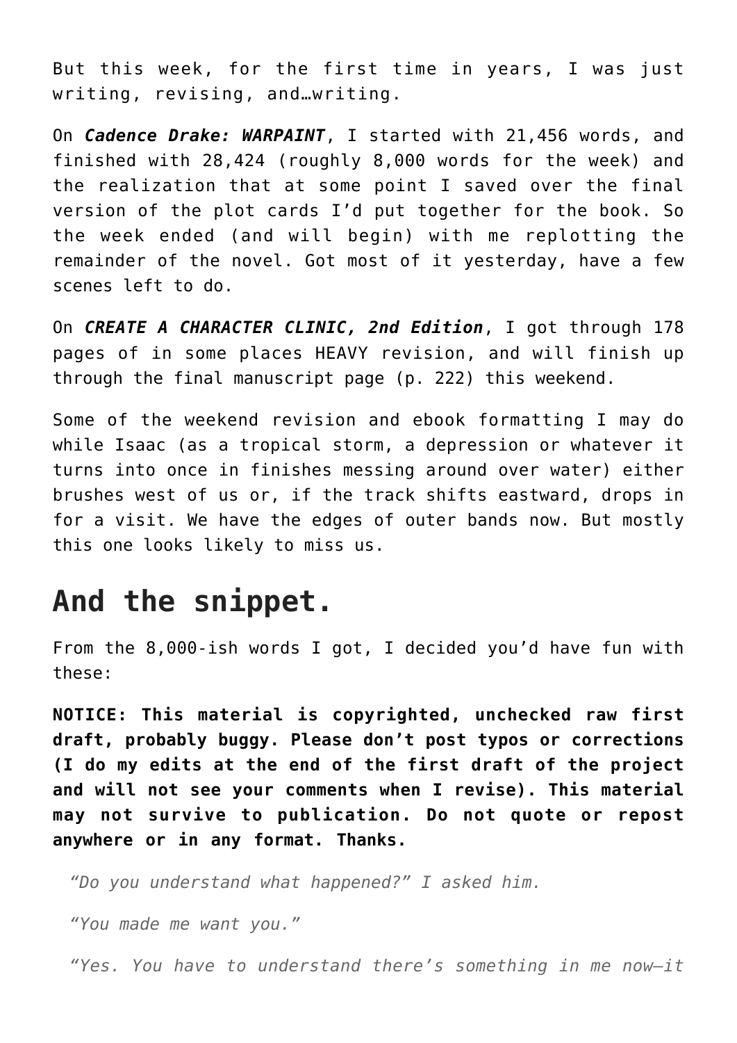But this week, for the first time in years, I was just writing, revising, and…writing.

On ***Cadence Drake: WARPAINT***, I started with 21,456 words, and finished with 28,424 (roughly 8,000 words for the week) and the realization that at some point I saved over the final version of the plot cards I'd put together for the book. So the week ended (and will begin) with me replotting the remainder of the novel. Got most of it yesterday, have a few scenes left to do.

On ***CREATE A CHARACTER CLINIC, 2nd Edition***, I got through 178 pages of in some places HEAVY revision, and will finish up through the final manuscript page (p. 222) this weekend.

Some of the weekend revision and ebook formatting I may do while Isaac (as a tropical storm, a depression or whatever it turns into once in finishes messing around over water) either brushes west of us or, if the track shifts eastward, drops in for a visit. We have the edges of outer bands now. But mostly this one looks likely to miss us.

## And the snippet.

From the 8,000-ish words I got, I decided you'd have fun with these:

**NOTICE: This material is copyrighted, unchecked raw first draft, probably buggy. Please don't post typos or corrections (I do my edits at the end of the first draft of the project and will not see your comments when I revise). This material may not survive to publication. Do not quote or repost anywhere or in any format. Thanks.**

> *"Do you understand what happened?" I asked him.*
>
> *"You made me want you."*
>
> *"Yes. You have to understand there's something in me now—it*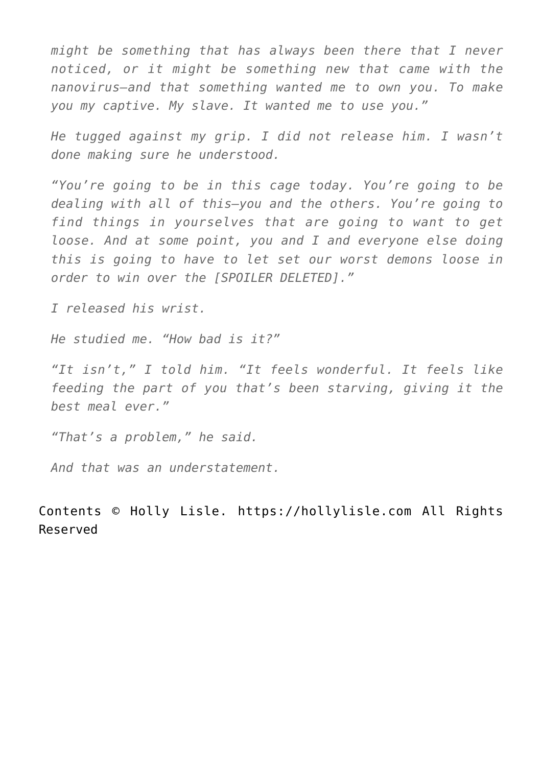*might be something that has always been there that I never noticed, or it might be something new that came with the nanovirus—and that something wanted me to own you. To make you my captive. My slave. It wanted me to use you."*

*He tugged against my grip. I did not release him. I wasn't done making sure he understood.*

*"You're going to be in this cage today. You're going to be dealing with all of this—you and the others. You're going to find things in yourselves that are going to want to get loose. And at some point, you and I and everyone else doing this is going to have to let set our worst demons loose in order to win over the [SPOILER DELETED]."*

*I released his wrist.*

*He studied me. "How bad is it?"*

*"It isn't," I told him. "It feels wonderful. It feels like feeding the part of you that's been starving, giving it the best meal ever."*

*"That's a problem," he said.*

*And that was an understatement.*

Contents © Holly Lisle. https://hollylisle.com All Rights Reserved